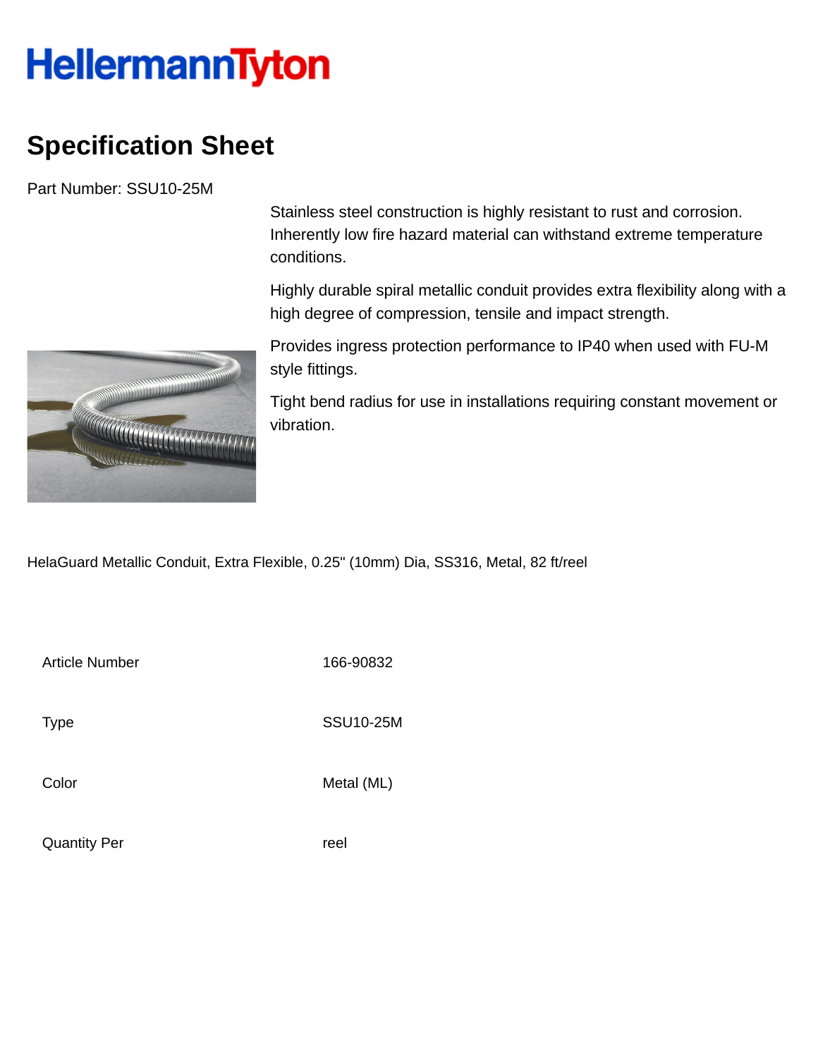# HellermannTyton

## Specification Sheet

Part Number: SSU10-25M

Stainless steel construction is highly resistant to rust and corrosion. Inherently low fire hazard material can withstand extreme temperature conditions.

Highly durable spiral metallic conduit provides extra flexibility along with a high degree of compression, tensile and impact strength.

Provides ingress protection performance to IP40 when used with FU-M style fittings.

Tight bend radius for use in installations requiring constant movement or vibration.

HelaGuard Metallic Conduit, Extra Flexible, 0.25" (10mm) Dia, SS316, Metal, 82 ft/reel

| | |
|---|---|
| Article Number | 166-90832 |
| Type | SSU10-25M |
| Color | Metal (ML) |
| Quantity Per | reel |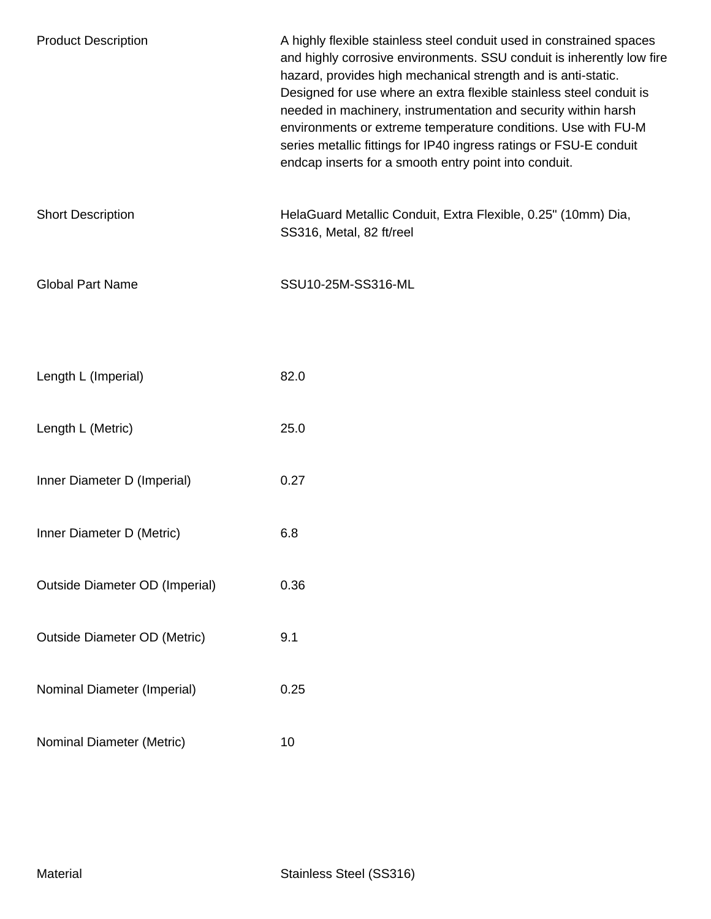| | |
|---|---|
| Product Description | A highly flexible stainless steel conduit used in constrained spaces and highly corrosive environments. SSU conduit is inherently low fire hazard, provides high mechanical strength and is anti-static. Designed for use where an extra flexible stainless steel conduit is needed in machinery, instrumentation and security within harsh environments or extreme temperature conditions. Use with FU-M series metallic fittings for IP40 ingress ratings or FSU-E conduit endcap inserts for a smooth entry point into conduit. |
| Short Description | HelaGuard Metallic Conduit, Extra Flexible, 0.25" (10mm) Dia, SS316, Metal, 82 ft/reel |
| Global Part Name | SSU10-25M-SS316-ML |
| Length L (Imperial) | 82.0 |
| Length L (Metric) | 25.0 |
| Inner Diameter D (Imperial) | 0.27 |
| Inner Diameter D (Metric) | 6.8 |
| Outside Diameter OD (Imperial) | 0.36 |
| Outside Diameter OD (Metric) | 9.1 |
| Nominal Diameter (Imperial) | 0.25 |
| Nominal Diameter (Metric) | 10 |
| Material | Stainless Steel (SS316) |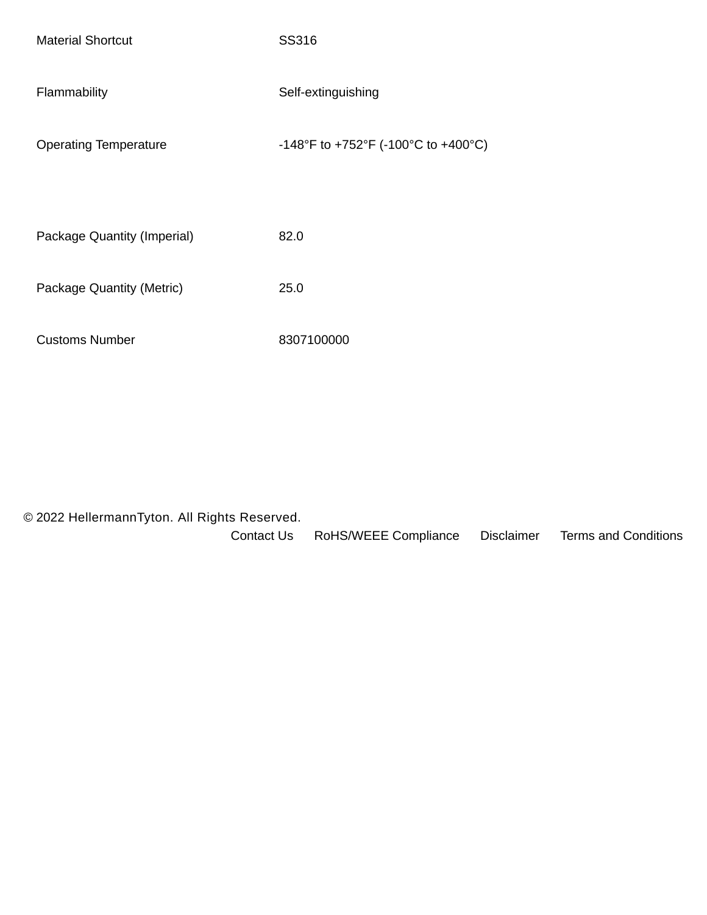| | |
|---|---|
| Material Shortcut | SS316 |
| Flammability | Self-extinguishing |
| Operating Temperature | -148°F to +752°F (-100°C to +400°C) |
| Package Quantity (Imperial) | 82.0 |
| Package Quantity (Metric) | 25.0 |
| Customs Number | 8307100000 |

© 2022 HellermannTyton. All Rights Reserved.

Contact Us RoHS/WEEE Compliance Disclaimer Terms and Conditions